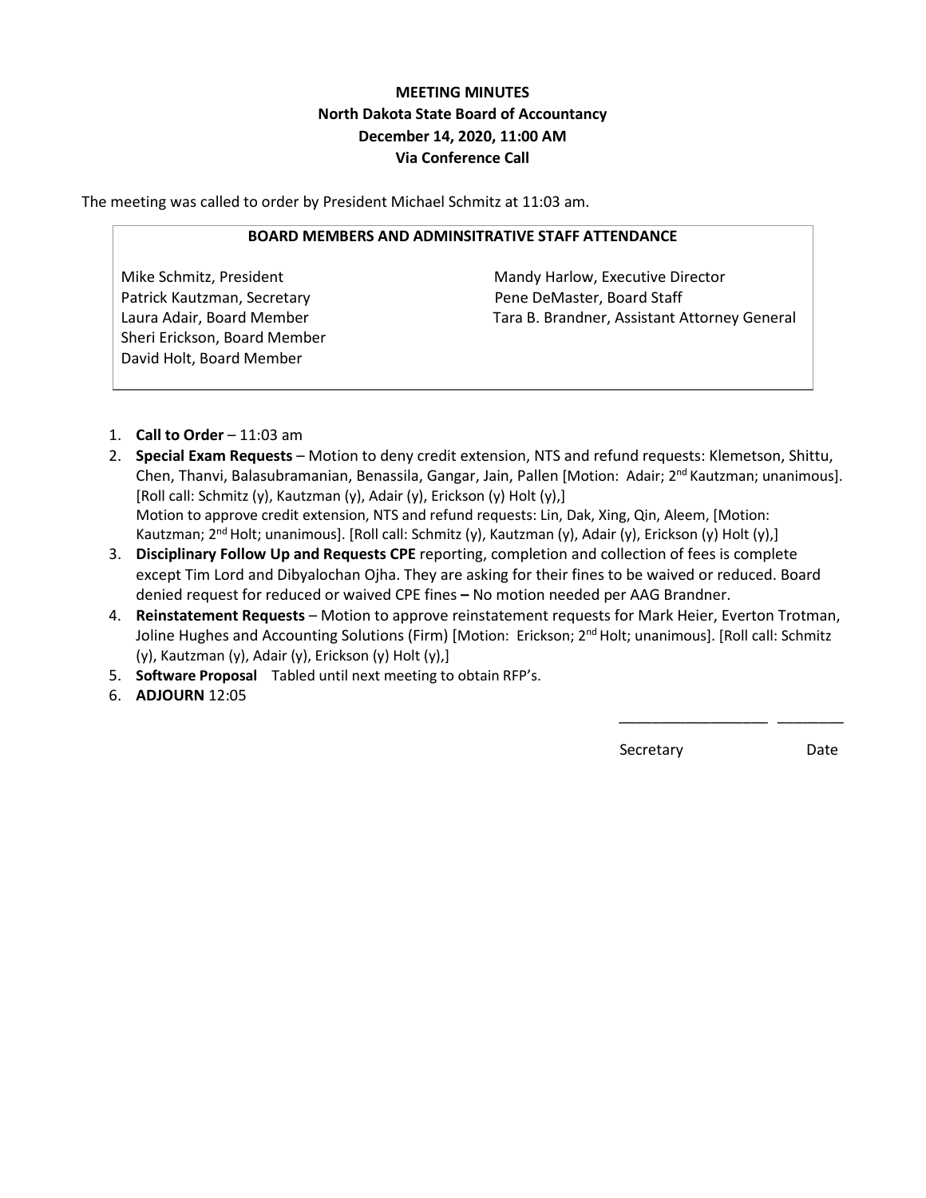**MEETING MINUTES**
**North Dakota State Board of Accountancy**
**December 14, 2020, 11:00 AM**
**Via Conference Call**

The meeting was called to order by President Michael Schmitz at 11:03 am.

| BOARD MEMBERS AND ADMINSITRATIVE STAFF ATTENDANCE | |
|---|---|
| Mike Schmitz, President | Mandy Harlow, Executive Director |
| Patrick Kautzman, Secretary | Pene DeMaster, Board Staff |
| Laura Adair, Board Member | Tara B. Brandner, Assistant Attorney General |
| Sheri Erickson, Board Member | |
| David Holt, Board Member | |

1. **Call to Order** – 11:03 am
2. **Special Exam Requests** – Motion to deny credit extension, NTS and refund requests: Klemetson, Shittu, Chen, Thanvi, Balasubramanian, Benassila, Gangar, Jain, Pallen [Motion: Adair; 2nd Kautzman; unanimous]. [Roll call: Schmitz (y), Kautzman (y), Adair (y), Erickson (y) Holt (y),]
   Motion to approve credit extension, NTS and refund requests: Lin, Dak, Xing, Qin, Aleem, [Motion: Kautzman; 2nd Holt; unanimous]. [Roll call: Schmitz (y), Kautzman (y), Adair (y), Erickson (y) Holt (y),]
3. **Disciplinary Follow Up and Requests CPE** reporting, completion and collection of fees is complete except Tim Lord and Dibyalochan Ojha. They are asking for their fines to be waived or reduced. Board denied request for reduced or waived CPE fines **–** No motion needed per AAG Brandner.
4. **Reinstatement Requests** – Motion to approve reinstatement requests for Mark Heier, Everton Trotman, Joline Hughes and Accounting Solutions (Firm) [Motion: Erickson; 2nd Holt; unanimous]. [Roll call: Schmitz (y), Kautzman (y), Adair (y), Erickson (y) Holt (y),]
5. **Software Proposal** Tabled until next meeting to obtain RFP's.
6. **ADJOURN** 12:05

\_\_\_\_\_\_\_\_\_\_\_\_\_\_\_\_\_\_ \_\_\_\_\_\_\_\_

Secretary Date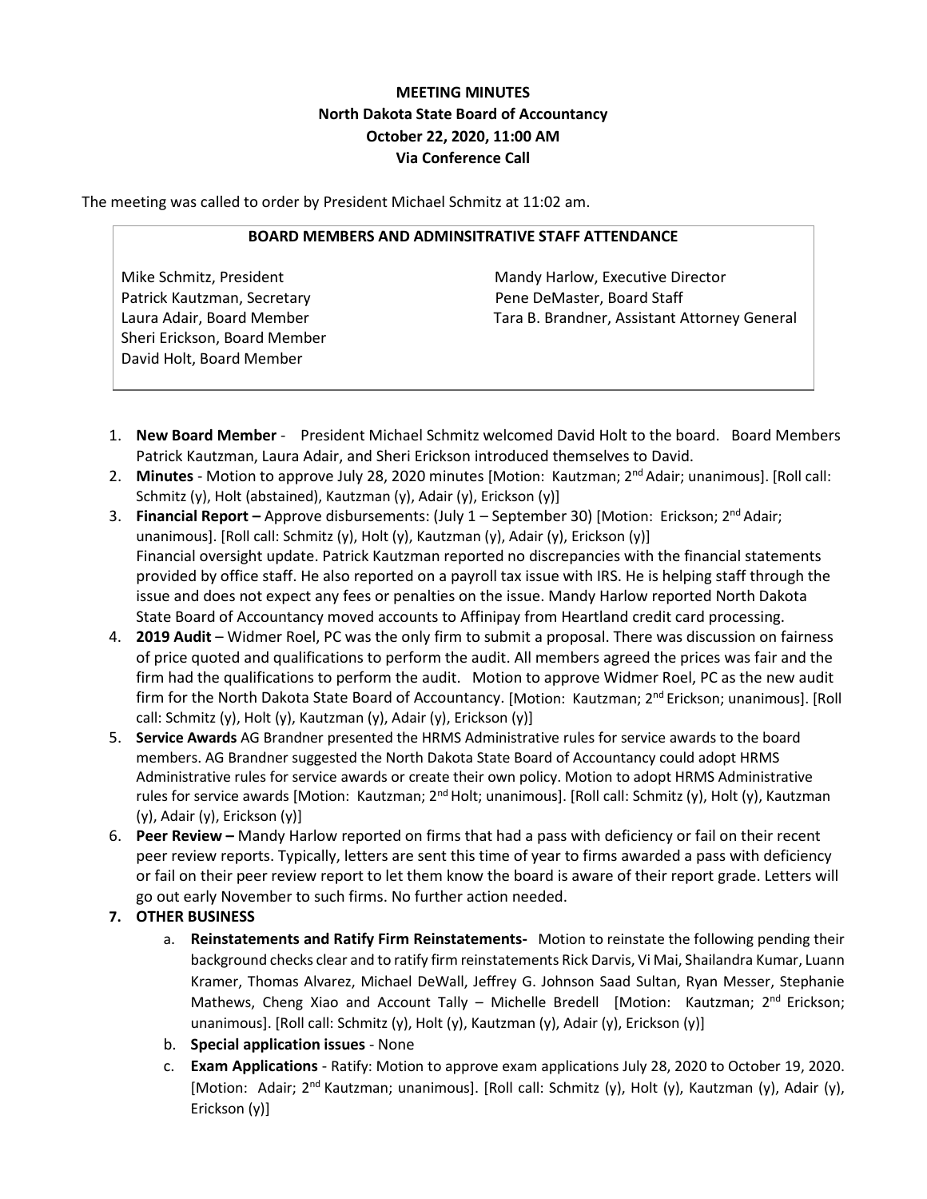**MEETING MINUTES**
**North Dakota State Board of Accountancy**
**October 22, 2020, 11:00 AM**
**Via Conference Call**

The meeting was called to order by President Michael Schmitz at 11:02 am.

**BOARD MEMBERS AND ADMINSITRATIVE STAFF ATTENDANCE**

| | |
|---|---|
| Mike Schmitz, President | Mandy Harlow, Executive Director |
| Patrick Kautzman, Secretary | Pene DeMaster, Board Staff |
| Laura Adair, Board Member | Tara B. Brandner, Assistant Attorney General |
| Sheri Erickson, Board Member | |
| David Holt, Board Member | |

1. **New Board Member** - President Michael Schmitz welcomed David Holt to the board. Board Members Patrick Kautzman, Laura Adair, and Sheri Erickson introduced themselves to David.
2. **Minutes** - Motion to approve July 28, 2020 minutes [Motion: Kautzman; 2nd Adair; unanimous]. [Roll call: Schmitz (y), Holt (abstained), Kautzman (y), Adair (y), Erickson (y)]
3. **Financial Report –** Approve disbursements: (July 1 – September 30) [Motion: Erickson; 2nd Adair; unanimous]. [Roll call: Schmitz (y), Holt (y), Kautzman (y), Adair (y), Erickson (y)]
   Financial oversight update. Patrick Kautzman reported no discrepancies with the financial statements provided by office staff. He also reported on a payroll tax issue with IRS. He is helping staff through the issue and does not expect any fees or penalties on the issue. Mandy Harlow reported North Dakota State Board of Accountancy moved accounts to Affinipay from Heartland credit card processing.
4. **2019 Audit** – Widmer Roel, PC was the only firm to submit a proposal. There was discussion on fairness of price quoted and qualifications to perform the audit. All members agreed the prices was fair and the firm had the qualifications to perform the audit. Motion to approve Widmer Roel, PC as the new audit firm for the North Dakota State Board of Accountancy. [Motion: Kautzman; 2nd Erickson; unanimous]. [Roll call: Schmitz (y), Holt (y), Kautzman (y), Adair (y), Erickson (y)]
5. **Service Awards** AG Brandner presented the HRMS Administrative rules for service awards to the board members. AG Brandner suggested the North Dakota State Board of Accountancy could adopt HRMS Administrative rules for service awards or create their own policy. Motion to adopt HRMS Administrative rules for service awards [Motion: Kautzman; 2nd Holt; unanimous]. [Roll call: Schmitz (y), Holt (y), Kautzman (y), Adair (y), Erickson (y)]
6. **Peer Review –** Mandy Harlow reported on firms that had a pass with deficiency or fail on their recent peer review reports. Typically, letters are sent this time of year to firms awarded a pass with deficiency or fail on their peer review report to let them know the board is aware of their report grade. Letters will go out early November to such firms. No further action needed.
7. **OTHER BUSINESS**
   a. **Reinstatements and Ratify Firm Reinstatements-** Motion to reinstate the following pending their background checks clear and to ratify firm reinstatements Rick Darvis, Vi Mai, Shailandra Kumar, Luann Kramer, Thomas Alvarez, Michael DeWall, Jeffrey G. Johnson Saad Sultan, Ryan Messer, Stephanie Mathews, Cheng Xiao and Account Tally – Michelle Bredell [Motion: Kautzman; 2nd Erickson; unanimous]. [Roll call: Schmitz (y), Holt (y), Kautzman (y), Adair (y), Erickson (y)]
   b. **Special application issues** - None
   c. **Exam Applications** - Ratify: Motion to approve exam applications July 28, 2020 to October 19, 2020. [Motion: Adair; 2nd Kautzman; unanimous]. [Roll call: Schmitz (y), Holt (y), Kautzman (y), Adair (y), Erickson (y)]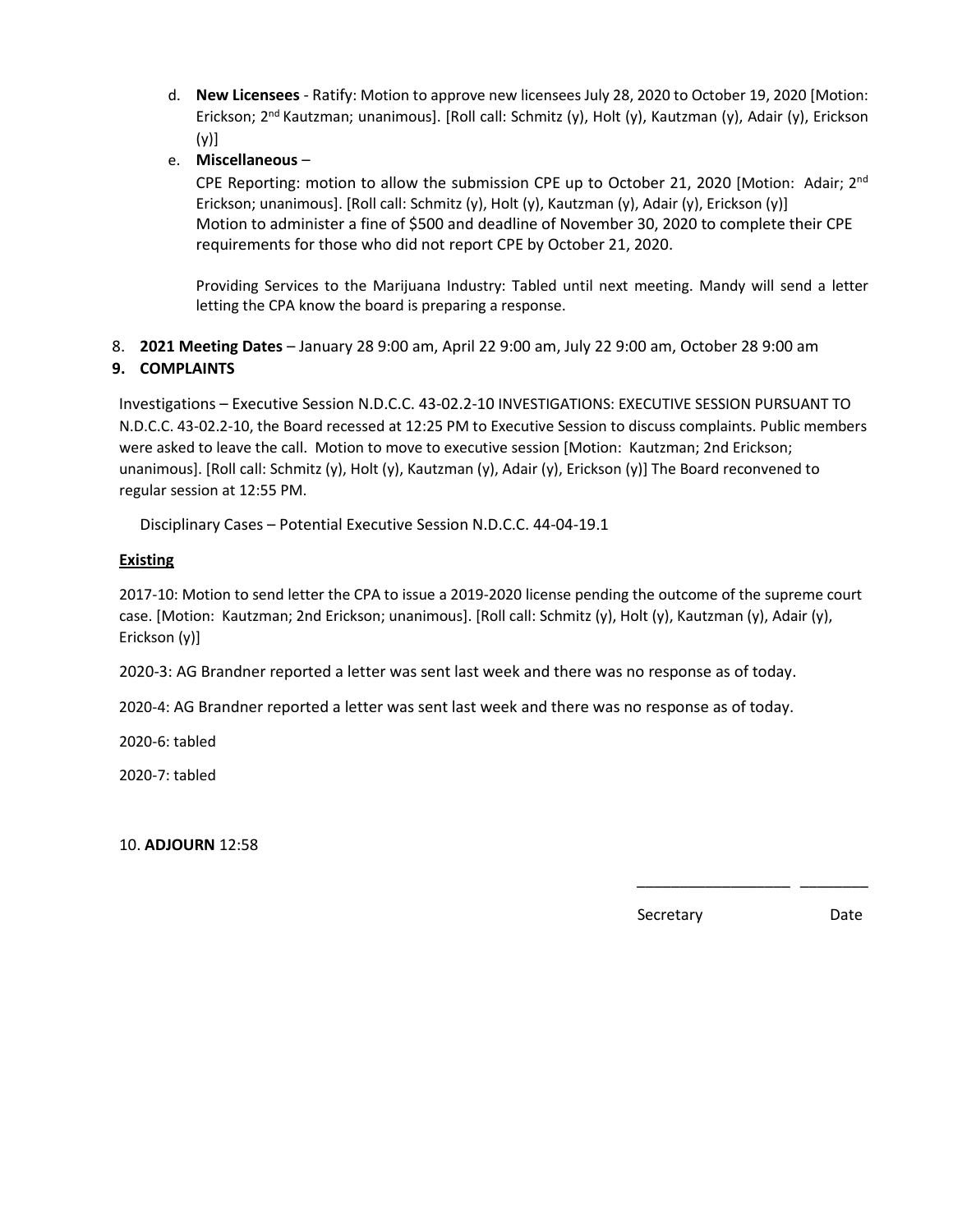d. **New Licensees** - Ratify: Motion to approve new licensees July 28, 2020 to October 19, 2020 [Motion: Erickson; 2nd Kautzman; unanimous]. [Roll call: Schmitz (y), Holt (y), Kautzman (y), Adair (y), Erickson (y)]

e. **Miscellaneous** –

CPE Reporting: motion to allow the submission CPE up to October 21, 2020 [Motion: Adair; 2nd Erickson; unanimous]. [Roll call: Schmitz (y), Holt (y), Kautzman (y), Adair (y), Erickson (y)] Motion to administer a fine of $500 and deadline of November 30, 2020 to complete their CPE requirements for those who did not report CPE by October 21, 2020.

Providing Services to the Marijuana Industry: Tabled until next meeting. Mandy will send a letter letting the CPA know the board is preparing a response.

8. **2021 Meeting Dates** – January 28 9:00 am, April 22 9:00 am, July 22 9:00 am, October 28 9:00 am

**9. COMPLAINTS**

Investigations – Executive Session N.D.C.C. 43-02.2-10 INVESTIGATIONS: EXECUTIVE SESSION PURSUANT TO N.D.C.C. 43-02.2-10, the Board recessed at 12:25 PM to Executive Session to discuss complaints. Public members were asked to leave the call. Motion to move to executive session [Motion: Kautzman; 2nd Erickson; unanimous]. [Roll call: Schmitz (y), Holt (y), Kautzman (y), Adair (y), Erickson (y)] The Board reconvened to regular session at 12:55 PM.

Disciplinary Cases – Potential Executive Session N.D.C.C. 44-04-19.1

**Existing**

2017-10: Motion to send letter the CPA to issue a 2019-2020 license pending the outcome of the supreme court case. [Motion: Kautzman; 2nd Erickson; unanimous]. [Roll call: Schmitz (y), Holt (y), Kautzman (y), Adair (y), Erickson (y)]

2020-3: AG Brandner reported a letter was sent last week and there was no response as of today.

2020-4: AG Brandner reported a letter was sent last week and there was no response as of today.

2020-6: tabled

2020-7: tabled

10. **ADJOURN** 12:58

\_\_\_\_\_\_\_\_\_\_\_\_\_\_\_\_\_\_ \_\_\_\_\_\_\_\_

Secretary Date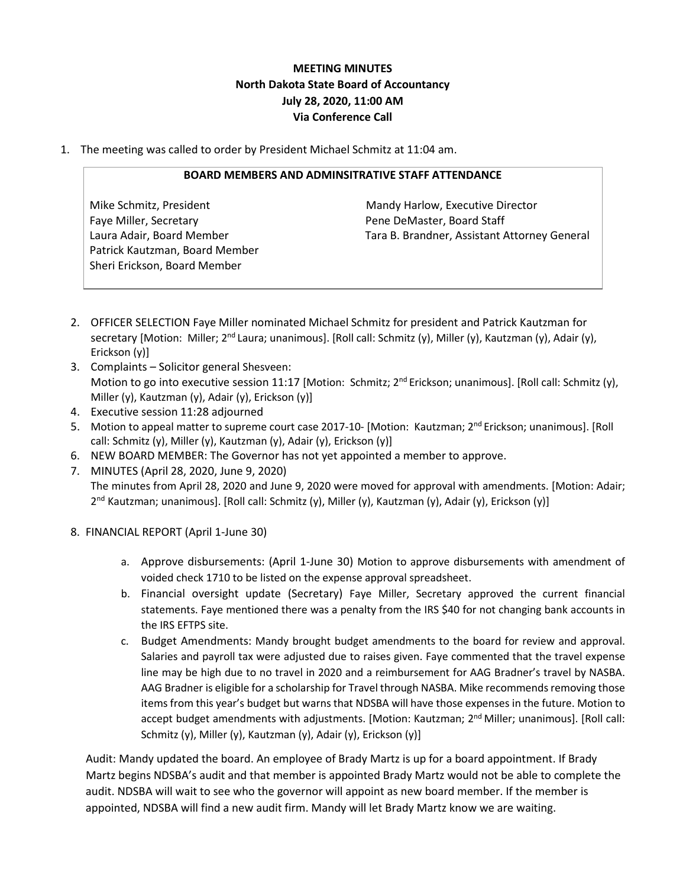# MEETING MINUTES
## North Dakota State Board of Accountancy
## July 28, 2020, 11:00 AM
## Via Conference Call

1. The meeting was called to order by President Michael Schmitz at 11:04 am.

**BOARD MEMBERS AND ADMINSITRATIVE STAFF ATTENDANCE**

| | |
|---|---|
| Mike Schmitz, President | Mandy Harlow, Executive Director |
| Faye Miller, Secretary | Pene DeMaster, Board Staff |
| Laura Adair, Board Member | Tara B. Brandner, Assistant Attorney General |
| Patrick Kautzman, Board Member | |
| Sheri Erickson, Board Member | |

2. OFFICER SELECTION Faye Miller nominated Michael Schmitz for president and Patrick Kautzman for secretary [Motion: Miller; 2nd Laura; unanimous]. [Roll call: Schmitz (y), Miller (y), Kautzman (y), Adair (y), Erickson (y)]
3. Complaints – Solicitor general Shesveen: Motion to go into executive session 11:17 [Motion: Schmitz; 2nd Erickson; unanimous]. [Roll call: Schmitz (y), Miller (y), Kautzman (y), Adair (y), Erickson (y)]
4. Executive session 11:28 adjourned
5. Motion to appeal matter to supreme court case 2017-10- [Motion: Kautzman; 2nd Erickson; unanimous]. [Roll call: Schmitz (y), Miller (y), Kautzman (y), Adair (y), Erickson (y)]
6. NEW BOARD MEMBER: The Governor has not yet appointed a member to approve.
7. MINUTES (April 28, 2020, June 9, 2020)
   The minutes from April 28, 2020 and June 9, 2020 were moved for approval with amendments. [Motion: Adair; 2nd Kautzman; unanimous]. [Roll call: Schmitz (y), Miller (y), Kautzman (y), Adair (y), Erickson (y)]
8. FINANCIAL REPORT (April 1-June 30)
   a. Approve disbursements: (April 1-June 30) Motion to approve disbursements with amendment of voided check 1710 to be listed on the expense approval spreadsheet.
   b. Financial oversight update (Secretary) Faye Miller, Secretary approved the current financial statements. Faye mentioned there was a penalty from the IRS $40 for not changing bank accounts in the IRS EFTPS site.
   c. Budget Amendments: Mandy brought budget amendments to the board for review and approval. Salaries and payroll tax were adjusted due to raises given. Faye commented that the travel expense line may be high due to no travel in 2020 and a reimbursement for AAG Bradner's travel by NASBA. AAG Bradner is eligible for a scholarship for Travel through NASBA. Mike recommends removing those items from this year's budget but warns that NDSBA will have those expenses in the future. Motion to accept budget amendments with adjustments. [Motion: Kautzman; 2nd Miller; unanimous]. [Roll call: Schmitz (y), Miller (y), Kautzman (y), Adair (y), Erickson (y)]

Audit: Mandy updated the board. An employee of Brady Martz is up for a board appointment. If Brady Martz begins NDSBA's audit and that member is appointed Brady Martz would not be able to complete the audit. NDSBA will wait to see who the governor will appoint as new board member. If the member is appointed, NDSBA will find a new audit firm. Mandy will let Brady Martz know we are waiting.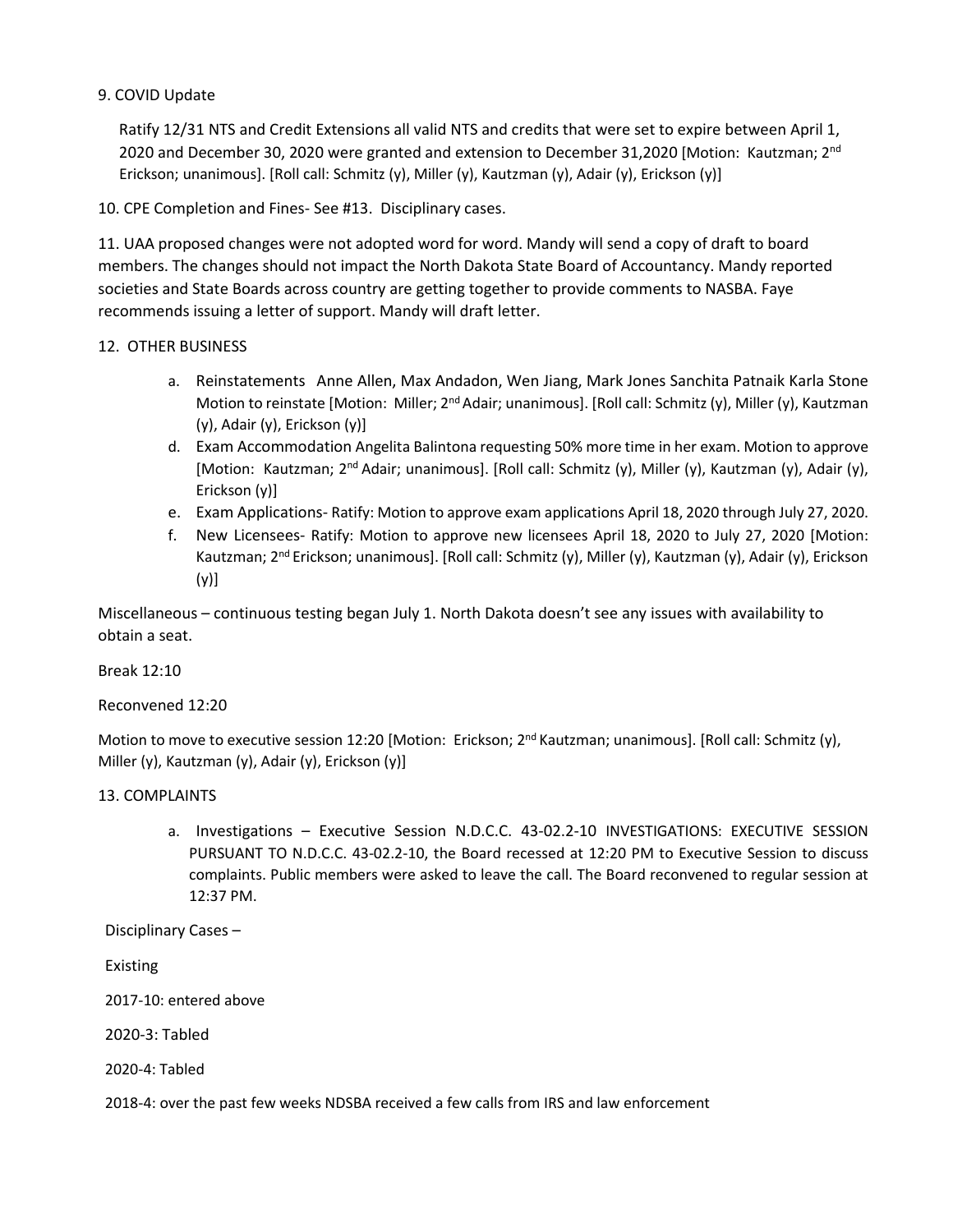9. COVID Update

Ratify 12/31 NTS and Credit Extensions all valid NTS and credits that were set to expire between April 1, 2020 and December 30, 2020 were granted and extension to December 31,2020 [Motion: Kautzman; 2nd Erickson; unanimous]. [Roll call: Schmitz (y), Miller (y), Kautzman (y), Adair (y), Erickson (y)]

10. CPE Completion and Fines- See #13. Disciplinary cases.

11. UAA proposed changes were not adopted word for word. Mandy will send a copy of draft to board members. The changes should not impact the North Dakota State Board of Accountancy. Mandy reported societies and State Boards across country are getting together to provide comments to NASBA. Faye recommends issuing a letter of support. Mandy will draft letter.

12. OTHER BUSINESS

a. Reinstatements Anne Allen, Max Andadon, Wen Jiang, Mark Jones Sanchita Patnaik Karla Stone Motion to reinstate [Motion: Miller; 2nd Adair; unanimous]. [Roll call: Schmitz (y), Miller (y), Kautzman (y), Adair (y), Erickson (y)]
d. Exam Accommodation Angelita Balintona requesting 50% more time in her exam. Motion to approve [Motion: Kautzman; 2nd Adair; unanimous]. [Roll call: Schmitz (y), Miller (y), Kautzman (y), Adair (y), Erickson (y)]
e. Exam Applications- Ratify: Motion to approve exam applications April 18, 2020 through July 27, 2020.
f. New Licensees- Ratify: Motion to approve new licensees April 18, 2020 to July 27, 2020 [Motion: Kautzman; 2nd Erickson; unanimous]. [Roll call: Schmitz (y), Miller (y), Kautzman (y), Adair (y), Erickson (y)]

Miscellaneous – continuous testing began July 1. North Dakota doesn't see any issues with availability to obtain a seat.

Break 12:10

Reconvened 12:20

Motion to move to executive session 12:20 [Motion: Erickson; 2nd Kautzman; unanimous]. [Roll call: Schmitz (y), Miller (y), Kautzman (y), Adair (y), Erickson (y)]

13. COMPLAINTS

a. Investigations – Executive Session N.D.C.C. 43-02.2-10 INVESTIGATIONS: EXECUTIVE SESSION PURSUANT TO N.D.C.C. 43-02.2-10, the Board recessed at 12:20 PM to Executive Session to discuss complaints. Public members were asked to leave the call. The Board reconvened to regular session at 12:37 PM.

Disciplinary Cases –

Existing

2017-10: entered above

2020-3: Tabled

2020-4: Tabled

2018-4: over the past few weeks NDSBA received a few calls from IRS and law enforcement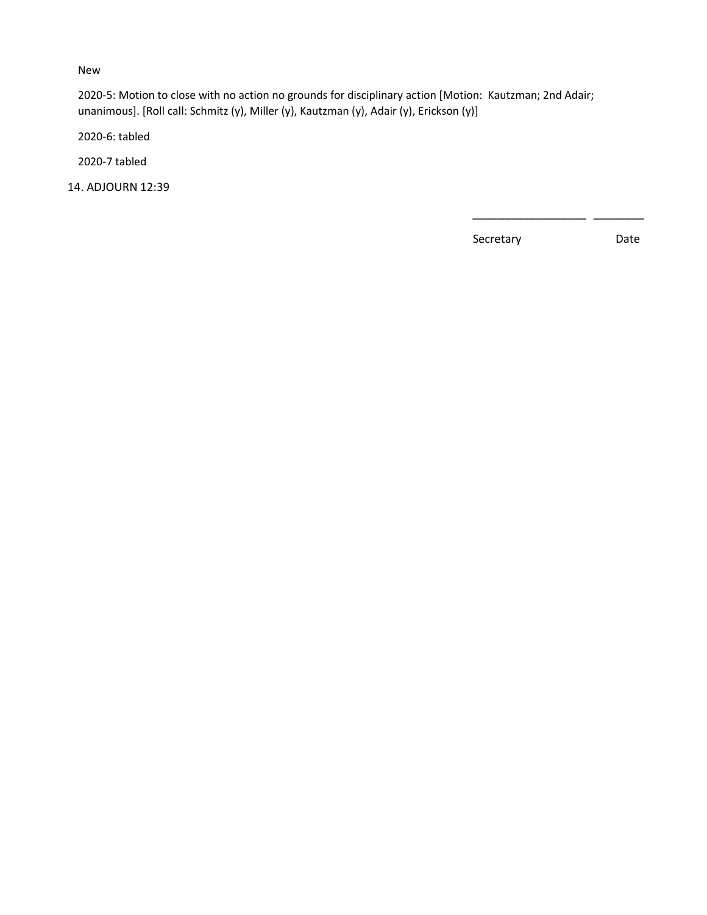New

2020-5: Motion to close with no action no grounds for disciplinary action [Motion: Kautzman; 2nd Adair; unanimous]. [Roll call: Schmitz (y), Miller (y), Kautzman (y), Adair (y), Erickson (y)]

2020-6: tabled

2020-7 tabled

14. ADJOURN 12:39

\_\_\_\_\_\_\_\_\_\_\_\_\_\_\_\_\_\_\_ \_\_\_\_\_\_\_\_\_

Secretary Date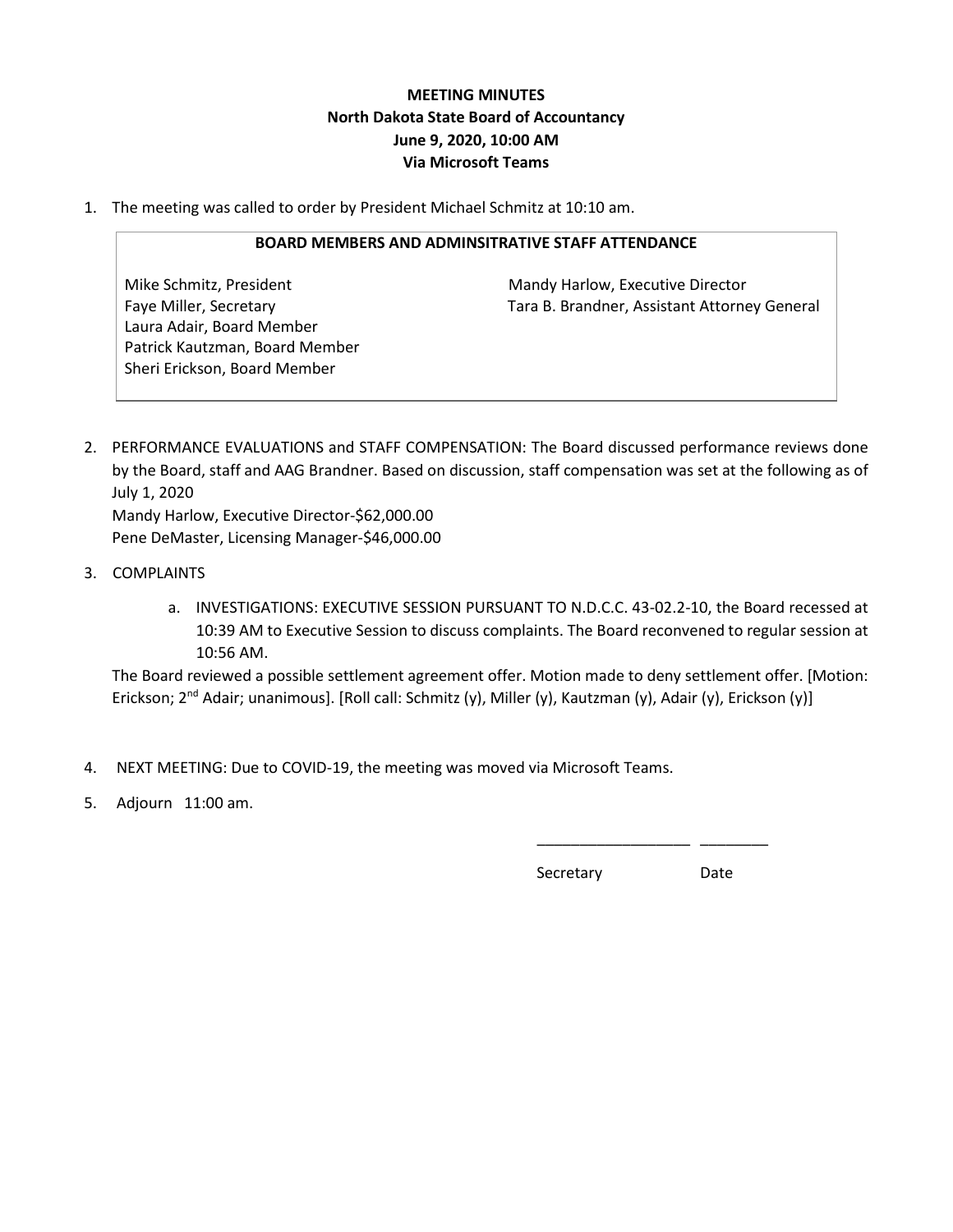**MEETING MINUTES**
**North Dakota State Board of Accountancy**
**June 9, 2020, 10:00 AM**
**Via Microsoft Teams**

1. The meeting was called to order by President Michael Schmitz at 10:10 am.

| BOARD MEMBERS AND ADMINSITRATIVE STAFF ATTENDANCE | |
|---|---|
| Mike Schmitz, President | Mandy Harlow, Executive Director |
| Faye Miller, Secretary | Tara B. Brandner, Assistant Attorney General |
| Laura Adair, Board Member | |
| Patrick Kautzman, Board Member | |
| Sheri Erickson, Board Member | |

2. PERFORMANCE EVALUATIONS and STAFF COMPENSATION: The Board discussed performance reviews done by the Board, staff and AAG Brandner. Based on discussion, staff compensation was set at the following as of July 1, 2020
   Mandy Harlow, Executive Director-$62,000.00
   Pene DeMaster, Licensing Manager-$46,000.00

3. COMPLAINTS
   a. INVESTIGATIONS: EXECUTIVE SESSION PURSUANT TO N.D.C.C. 43-02.2-10, the Board recessed at 10:39 AM to Executive Session to discuss complaints. The Board reconvened to regular session at 10:56 AM.

   The Board reviewed a possible settlement agreement offer. Motion made to deny settlement offer. [Motion: Erickson; 2nd Adair; unanimous]. [Roll call: Schmitz (y), Miller (y), Kautzman (y), Adair (y), Erickson (y)]

4. NEXT MEETING: Due to COVID-19, the meeting was moved via Microsoft Teams.
5. Adjourn 11:00 am.

\_\_\_\_\_\_\_\_\_\_\_\_\_\_\_\_\_\_ \_\_\_\_\_\_\_\_

Secretary Date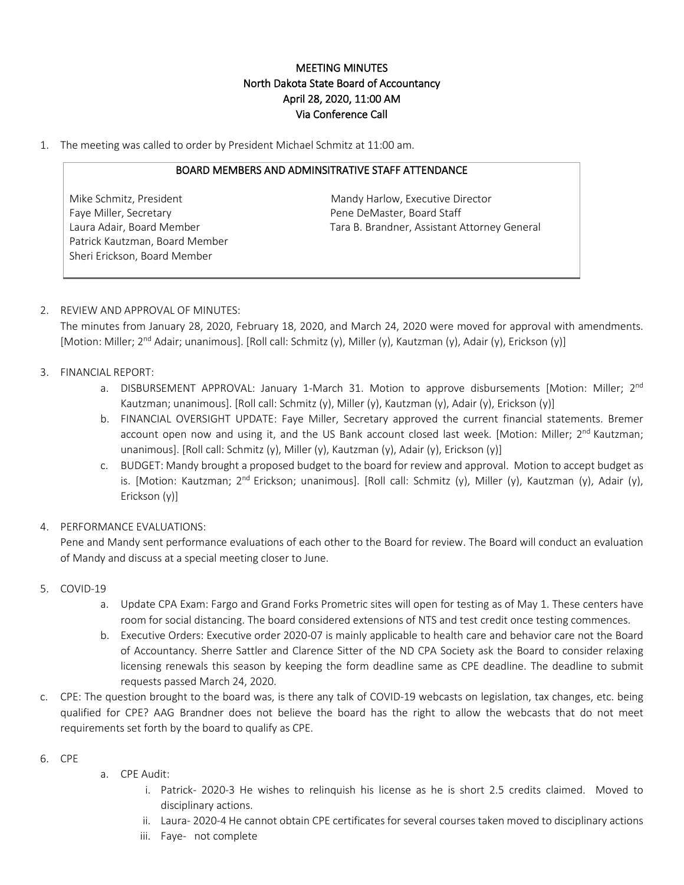# MEETING MINUTES
## North Dakota State Board of Accountancy
### April 28, 2020, 11:00 AM
### Via Conference Call

1. The meeting was called to order by President Michael Schmitz at 11:00 am.

| BOARD MEMBERS AND ADMINSITRATIVE STAFF ATTENDANCE | |
|---|---|
| Mike Schmitz, President | Mandy Harlow, Executive Director |
| Faye Miller, Secretary | Pene DeMaster, Board Staff |
| Laura Adair, Board Member | Tara B. Brandner, Assistant Attorney General |
| Patrick Kautzman, Board Member | |
| Sheri Erickson, Board Member | |

2. REVIEW AND APPROVAL OF MINUTES:
   The minutes from January 28, 2020, February 18, 2020, and March 24, 2020 were moved for approval with amendments. [Motion: Miller; 2nd Adair; unanimous]. [Roll call: Schmitz (y), Miller (y), Kautzman (y), Adair (y), Erickson (y)]

3. FINANCIAL REPORT:
   a. DISBURSEMENT APPROVAL: January 1-March 31. Motion to approve disbursements [Motion: Miller; 2nd Kautzman; unanimous]. [Roll call: Schmitz (y), Miller (y), Kautzman (y), Adair (y), Erickson (y)]
   b. FINANCIAL OVERSIGHT UPDATE: Faye Miller, Secretary approved the current financial statements. Bremer account open now and using it, and the US Bank account closed last week. [Motion: Miller; 2nd Kautzman; unanimous]. [Roll call: Schmitz (y), Miller (y), Kautzman (y), Adair (y), Erickson (y)]
   c. BUDGET: Mandy brought a proposed budget to the board for review and approval. Motion to accept budget as is. [Motion: Kautzman; 2nd Erickson; unanimous]. [Roll call: Schmitz (y), Miller (y), Kautzman (y), Adair (y), Erickson (y)]

4. PERFORMANCE EVALUATIONS:
   Pene and Mandy sent performance evaluations of each other to the Board for review. The Board will conduct an evaluation of Mandy and discuss at a special meeting closer to June.

5. COVID-19
   a. Update CPA Exam: Fargo and Grand Forks Prometric sites will open for testing as of May 1. These centers have room for social distancing. The board considered extensions of NTS and test credit once testing commences.
   b. Executive Orders: Executive order 2020-07 is mainly applicable to health care and behavior care not the Board of Accountancy. Sherre Sattler and Clarence Sitter of the ND CPA Society ask the Board to consider relaxing licensing renewals this season by keeping the form deadline same as CPE deadline. The deadline to submit requests passed March 24, 2020.

c. CPE: The question brought to the board was, is there any talk of COVID-19 webcasts on legislation, tax changes, etc. being qualified for CPE? AAG Brandner does not believe the board has the right to allow the webcasts that do not meet requirements set forth by the board to qualify as CPE.

6. CPE
   a. CPE Audit:
      i. Patrick- 2020-3 He wishes to relinquish his license as he is short 2.5 credits claimed. Moved to disciplinary actions.
      ii. Laura- 2020-4 He cannot obtain CPE certificates for several courses taken moved to disciplinary actions
      iii. Faye- not complete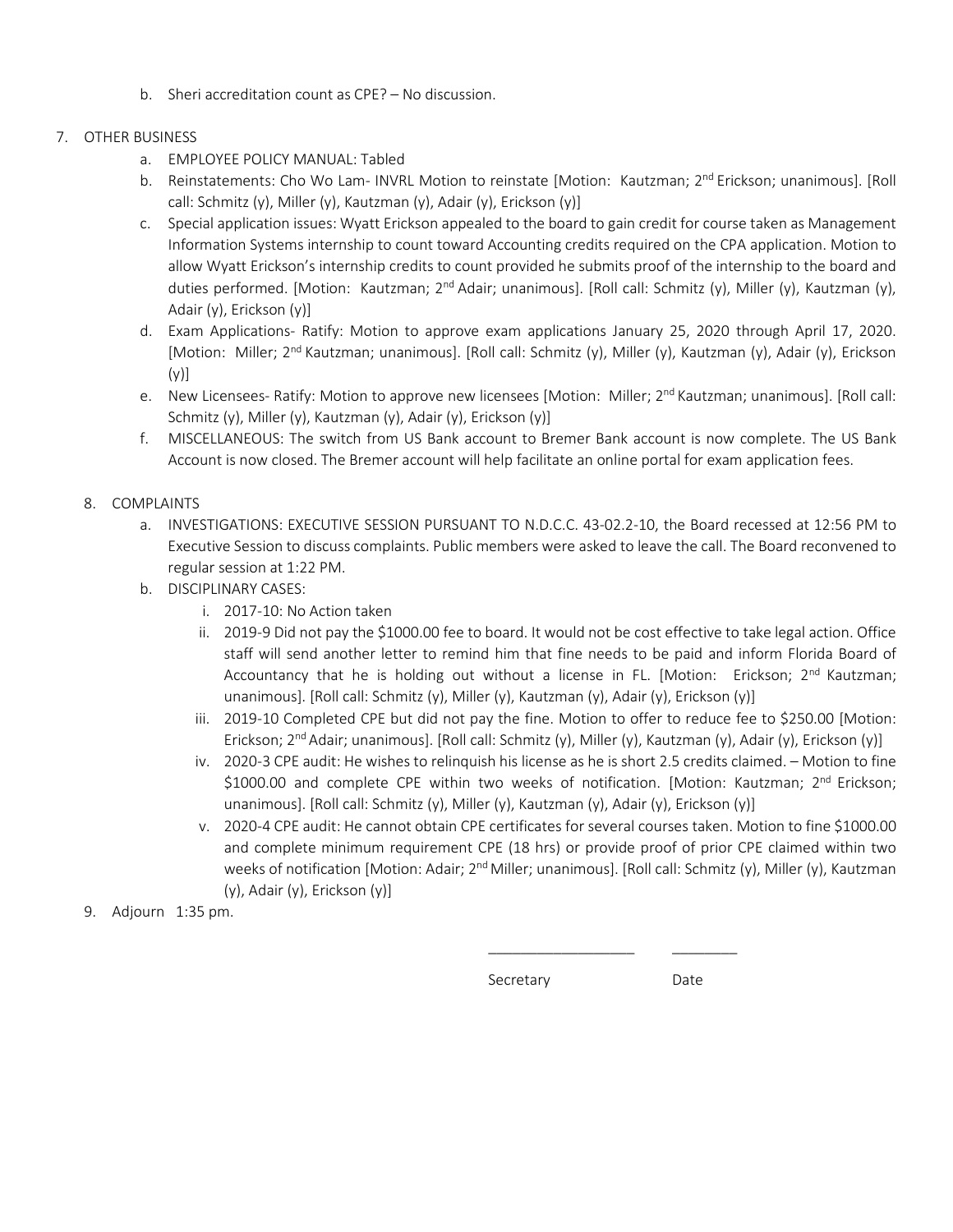b. Sheri accreditation count as CPE? – No discussion.

7. OTHER BUSINESS
   a. EMPLOYEE POLICY MANUAL: Tabled
   b. Reinstatements: Cho Wo Lam- INVRL Motion to reinstate [Motion: Kautzman; 2nd Erickson; unanimous]. [Roll call: Schmitz (y), Miller (y), Kautzman (y), Adair (y), Erickson (y)]
   c. Special application issues: Wyatt Erickson appealed to the board to gain credit for course taken as Management Information Systems internship to count toward Accounting credits required on the CPA application. Motion to allow Wyatt Erickson's internship credits to count provided he submits proof of the internship to the board and duties performed. [Motion: Kautzman; 2nd Adair; unanimous]. [Roll call: Schmitz (y), Miller (y), Kautzman (y), Adair (y), Erickson (y)]
   d. Exam Applications- Ratify: Motion to approve exam applications January 25, 2020 through April 17, 2020. [Motion: Miller; 2nd Kautzman; unanimous]. [Roll call: Schmitz (y), Miller (y), Kautzman (y), Adair (y), Erickson (y)]
   e. New Licensees- Ratify: Motion to approve new licensees [Motion: Miller; 2nd Kautzman; unanimous]. [Roll call: Schmitz (y), Miller (y), Kautzman (y), Adair (y), Erickson (y)]
   f. MISCELLANEOUS: The switch from US Bank account to Bremer Bank account is now complete. The US Bank Account is now closed. The Bremer account will help facilitate an online portal for exam application fees.

8. COMPLAINTS
   a. INVESTIGATIONS: EXECUTIVE SESSION PURSUANT TO N.D.C.C. 43-02.2-10, the Board recessed at 12:56 PM to Executive Session to discuss complaints. Public members were asked to leave the call. The Board reconvened to regular session at 1:22 PM.
   b. DISCIPLINARY CASES:
      i. 2017-10: No Action taken
      ii. 2019-9 Did not pay the $1000.00 fee to board. It would not be cost effective to take legal action. Office staff will send another letter to remind him that fine needs to be paid and inform Florida Board of Accountancy that he is holding out without a license in FL. [Motion: Erickson; 2nd Kautzman; unanimous]. [Roll call: Schmitz (y), Miller (y), Kautzman (y), Adair (y), Erickson (y)]
      iii. 2019-10 Completed CPE but did not pay the fine. Motion to offer to reduce fee to $250.00 [Motion: Erickson; 2nd Adair; unanimous]. [Roll call: Schmitz (y), Miller (y), Kautzman (y), Adair (y), Erickson (y)]
      iv. 2020-3 CPE audit: He wishes to relinquish his license as he is short 2.5 credits claimed. – Motion to fine $1000.00 and complete CPE within two weeks of notification. [Motion: Kautzman; 2nd Erickson; unanimous]. [Roll call: Schmitz (y), Miller (y), Kautzman (y), Adair (y), Erickson (y)]
      v. 2020-4 CPE audit: He cannot obtain CPE certificates for several courses taken. Motion to fine $1000.00 and complete minimum requirement CPE (18 hrs) or provide proof of prior CPE claimed within two weeks of notification [Motion: Adair; 2nd Miller; unanimous]. [Roll call: Schmitz (y), Miller (y), Kautzman (y), Adair (y), Erickson (y)]

9. Adjourn 1:35 pm.

\_\_\_\_\_\_\_\_\_\_\_\_\_\_\_\_\_\_ \_\_\_\_\_\_\_\_

Secretary Date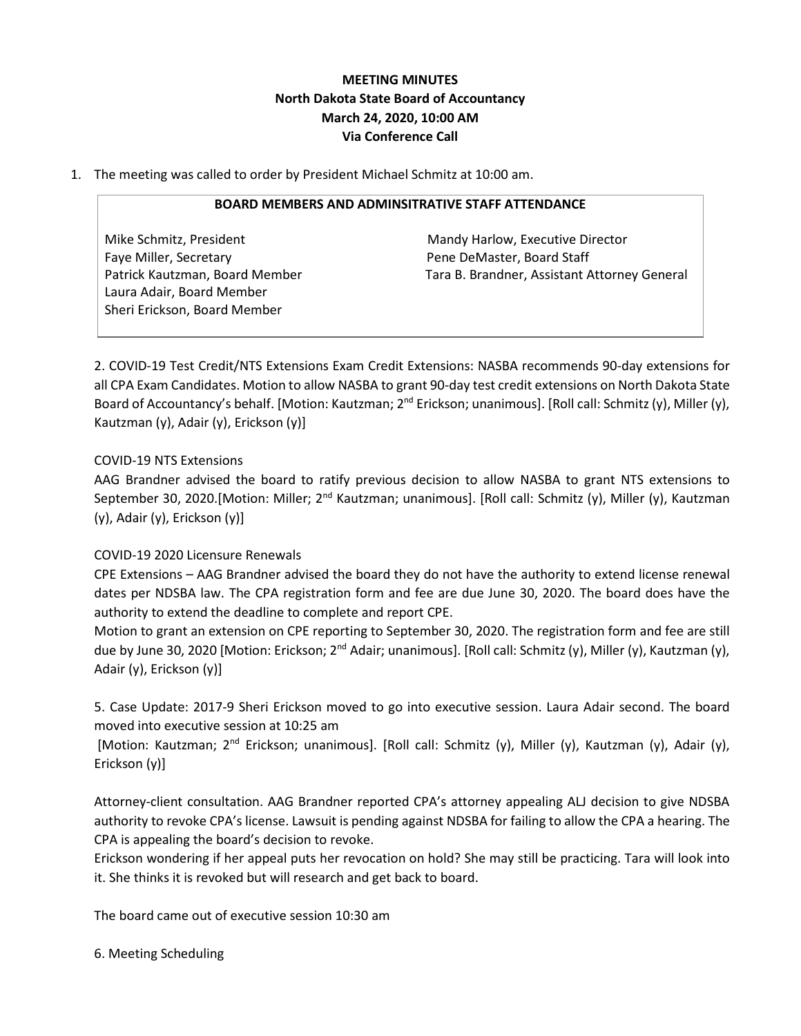**MEETING MINUTES**
**North Dakota State Board of Accountancy**
**March 24, 2020, 10:00 AM**
**Via Conference Call**

1. The meeting was called to order by President Michael Schmitz at 10:00 am.

| **BOARD MEMBERS AND ADMINSITRATIVE STAFF ATTENDANCE** | |
|---|---|
| Mike Schmitz, President | Mandy Harlow, Executive Director |
| Faye Miller, Secretary | Pene DeMaster, Board Staff |
| Patrick Kautzman, Board Member | Tara B. Brandner, Assistant Attorney General |
| Laura Adair, Board Member | |
| Sheri Erickson, Board Member | |

2. COVID-19 Test Credit/NTS Extensions Exam Credit Extensions: NASBA recommends 90-day extensions for all CPA Exam Candidates. Motion to allow NASBA to grant 90-day test credit extensions on North Dakota State Board of Accountancy's behalf. [Motion: Kautzman; 2nd Erickson; unanimous]. [Roll call: Schmitz (y), Miller (y), Kautzman (y), Adair (y), Erickson (y)]

COVID-19 NTS Extensions

AAG Brandner advised the board to ratify previous decision to allow NASBA to grant NTS extensions to September 30, 2020.[Motion: Miller; 2nd Kautzman; unanimous]. [Roll call: Schmitz (y), Miller (y), Kautzman (y), Adair (y), Erickson (y)]

COVID-19 2020 Licensure Renewals

CPE Extensions – AAG Brandner advised the board they do not have the authority to extend license renewal dates per NDSBA law. The CPA registration form and fee are due June 30, 2020. The board does have the authority to extend the deadline to complete and report CPE.

Motion to grant an extension on CPE reporting to September 30, 2020. The registration form and fee are still due by June 30, 2020 [Motion: Erickson; 2nd Adair; unanimous]. [Roll call: Schmitz (y), Miller (y), Kautzman (y), Adair (y), Erickson (y)]

5. Case Update: 2017-9 Sheri Erickson moved to go into executive session. Laura Adair second. The board moved into executive session at 10:25 am

[Motion: Kautzman; 2nd Erickson; unanimous]. [Roll call: Schmitz (y), Miller (y), Kautzman (y), Adair (y), Erickson (y)]

Attorney-client consultation. AAG Brandner reported CPA's attorney appealing ALJ decision to give NDSBA authority to revoke CPA's license. Lawsuit is pending against NDSBA for failing to allow the CPA a hearing. The CPA is appealing the board's decision to revoke.

Erickson wondering if her appeal puts her revocation on hold? She may still be practicing. Tara will look into it. She thinks it is revoked but will research and get back to board.

The board came out of executive session 10:30 am

6. Meeting Scheduling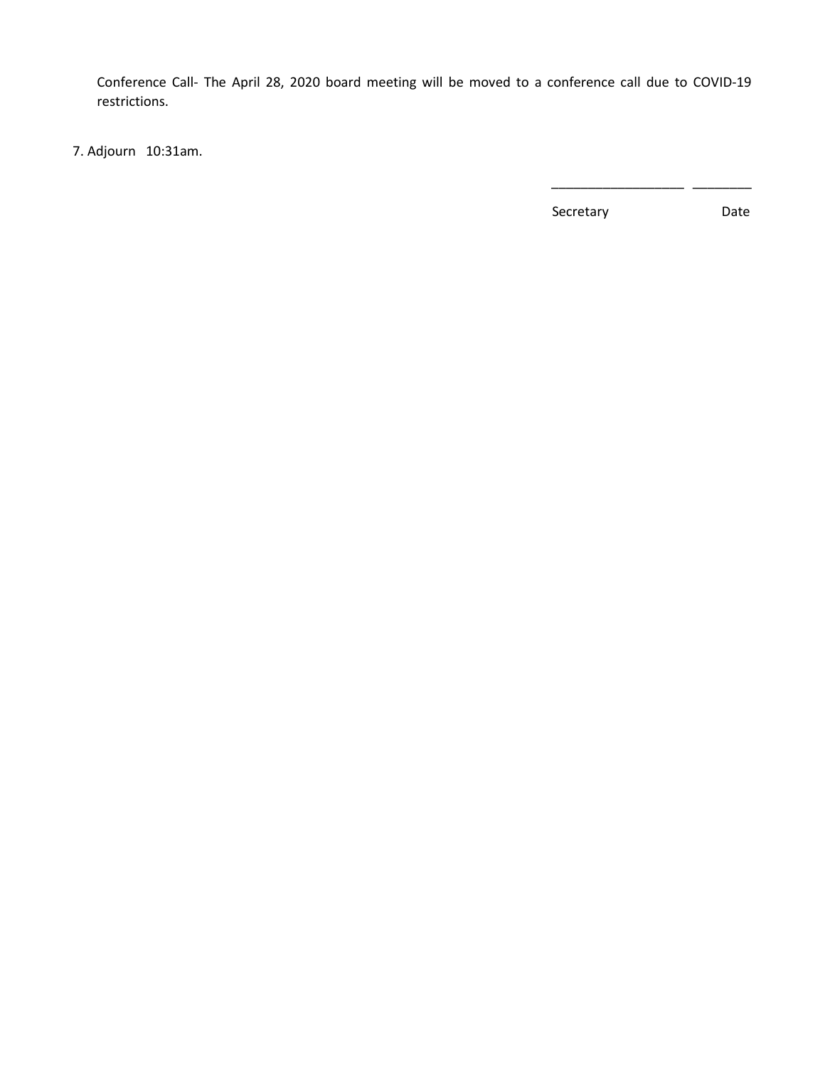Conference Call- The April 28, 2020 board meeting will be moved to a conference call due to COVID-19 restrictions.

7. Adjourn 10:31am.

\_\_\_\_\_\_\_\_\_\_\_\_\_\_\_\_\_\_\_ \_\_\_\_\_\_\_\_\_

Secretary Date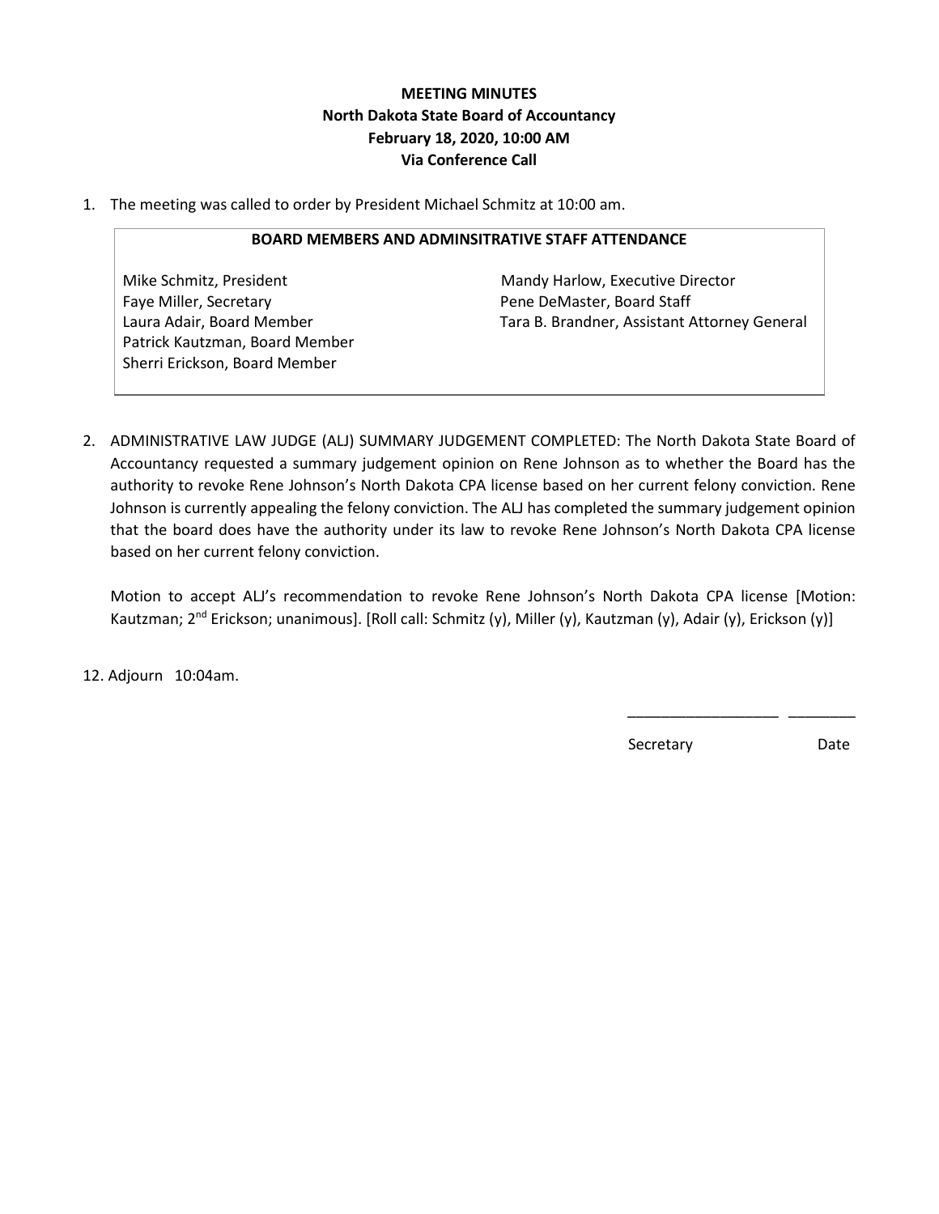**MEETING MINUTES**
**North Dakota State Board of Accountancy**
**February 18, 2020, 10:00 AM**
**Via Conference Call**

1. The meeting was called to order by President Michael Schmitz at 10:00 am.

| **BOARD MEMBERS AND ADMINSITRATIVE STAFF ATTENDANCE** | |
|---|---|
| Mike Schmitz, President | Mandy Harlow, Executive Director |
| Faye Miller, Secretary | Pene DeMaster, Board Staff |
| Laura Adair, Board Member | Tara B. Brandner, Assistant Attorney General |
| Patrick Kautzman, Board Member | |
| Sherri Erickson, Board Member | |

2. ADMINISTRATIVE LAW JUDGE (ALJ) SUMMARY JUDGEMENT COMPLETED: The North Dakota State Board of Accountancy requested a summary judgement opinion on Rene Johnson as to whether the Board has the authority to revoke Rene Johnson's North Dakota CPA license based on her current felony conviction. Rene Johnson is currently appealing the felony conviction. The ALJ has completed the summary judgement opinion that the board does have the authority under its law to revoke Rene Johnson's North Dakota CPA license based on her current felony conviction.

   Motion to accept ALJ's recommendation to revoke Rene Johnson's North Dakota CPA license [Motion: Kautzman; 2nd Erickson; unanimous]. [Roll call: Schmitz (y), Miller (y), Kautzman (y), Adair (y), Erickson (y)]

12. Adjourn 10:04am.

\_\_\_\_\_\_\_\_\_\_\_\_\_\_\_\_\_\_ \_\_\_\_\_\_\_\_

Secretary Date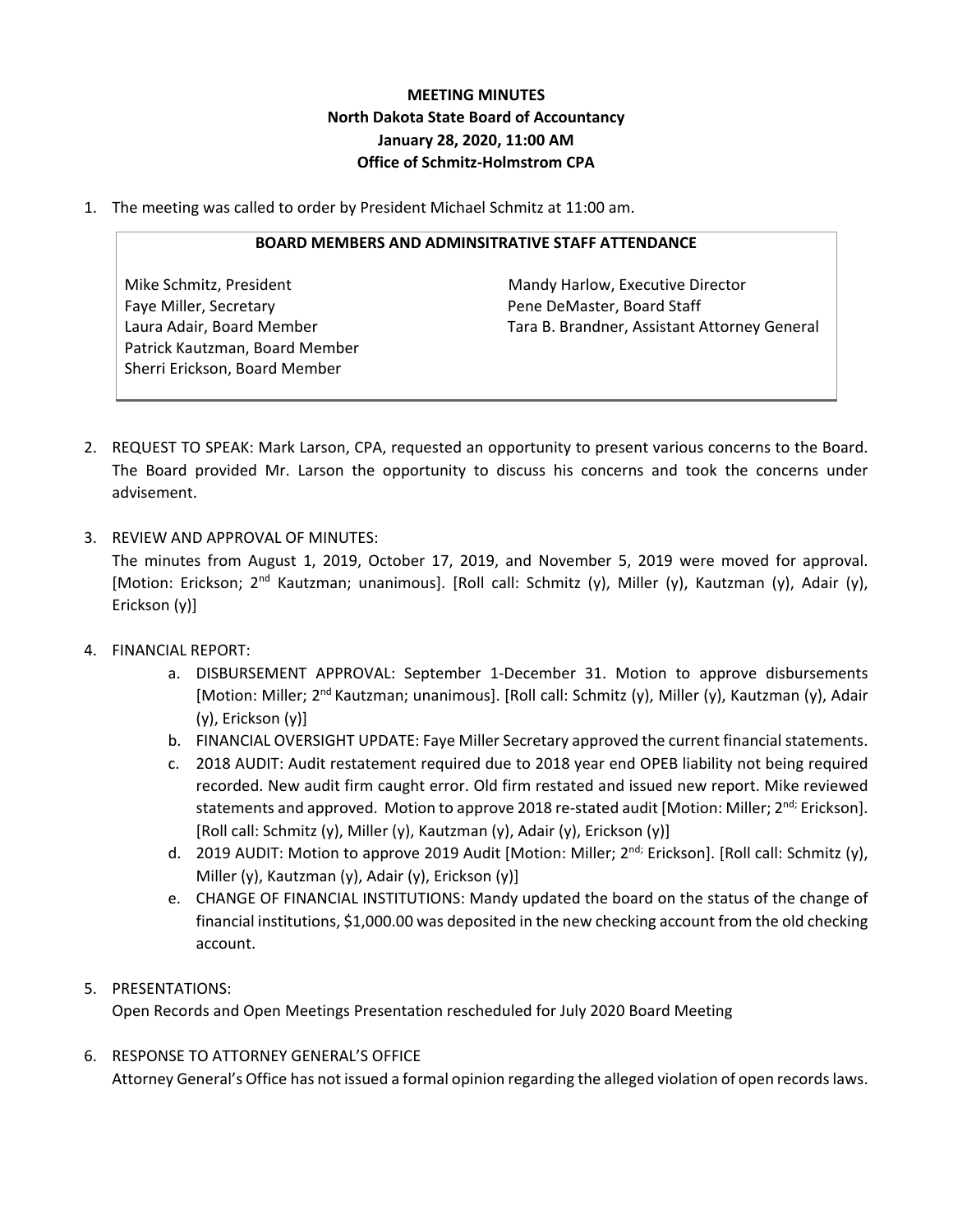**MEETING MINUTES**
**North Dakota State Board of Accountancy**
**January 28, 2020, 11:00 AM**
**Office of Schmitz-Holmstrom CPA**

1. The meeting was called to order by President Michael Schmitz at 11:00 am.

| BOARD MEMBERS AND ADMINSITRATIVE STAFF ATTENDANCE | |
|---|---|
| Mike Schmitz, President | Mandy Harlow, Executive Director |
| Faye Miller, Secretary | Pene DeMaster, Board Staff |
| Laura Adair, Board Member | Tara B. Brandner, Assistant Attorney General |
| Patrick Kautzman, Board Member | |
| Sherri Erickson, Board Member | |

2. REQUEST TO SPEAK: Mark Larson, CPA, requested an opportunity to present various concerns to the Board. The Board provided Mr. Larson the opportunity to discuss his concerns and took the concerns under advisement.

3. REVIEW AND APPROVAL OF MINUTES:
   The minutes from August 1, 2019, October 17, 2019, and November 5, 2019 were moved for approval. [Motion: Erickson; 2nd Kautzman; unanimous]. [Roll call: Schmitz (y), Miller (y), Kautzman (y), Adair (y), Erickson (y)]

4. FINANCIAL REPORT:
   a. DISBURSEMENT APPROVAL: September 1-December 31. Motion to approve disbursements [Motion: Miller; 2nd Kautzman; unanimous]. [Roll call: Schmitz (y), Miller (y), Kautzman (y), Adair (y), Erickson (y)]
   b. FINANCIAL OVERSIGHT UPDATE: Faye Miller Secretary approved the current financial statements.
   c. 2018 AUDIT: Audit restatement required due to 2018 year end OPEB liability not being required recorded. New audit firm caught error. Old firm restated and issued new report. Mike reviewed statements and approved. Motion to approve 2018 re-stated audit [Motion: Miller; 2nd; Erickson]. [Roll call: Schmitz (y), Miller (y), Kautzman (y), Adair (y), Erickson (y)]
   d. 2019 AUDIT: Motion to approve 2019 Audit [Motion: Miller; 2nd; Erickson]. [Roll call: Schmitz (y), Miller (y), Kautzman (y), Adair (y), Erickson (y)]
   e. CHANGE OF FINANCIAL INSTITUTIONS: Mandy updated the board on the status of the change of financial institutions, $1,000.00 was deposited in the new checking account from the old checking account.

5. PRESENTATIONS:
   Open Records and Open Meetings Presentation rescheduled for July 2020 Board Meeting

6. RESPONSE TO ATTORNEY GENERAL'S OFFICE
   Attorney General's Office has not issued a formal opinion regarding the alleged violation of open records laws.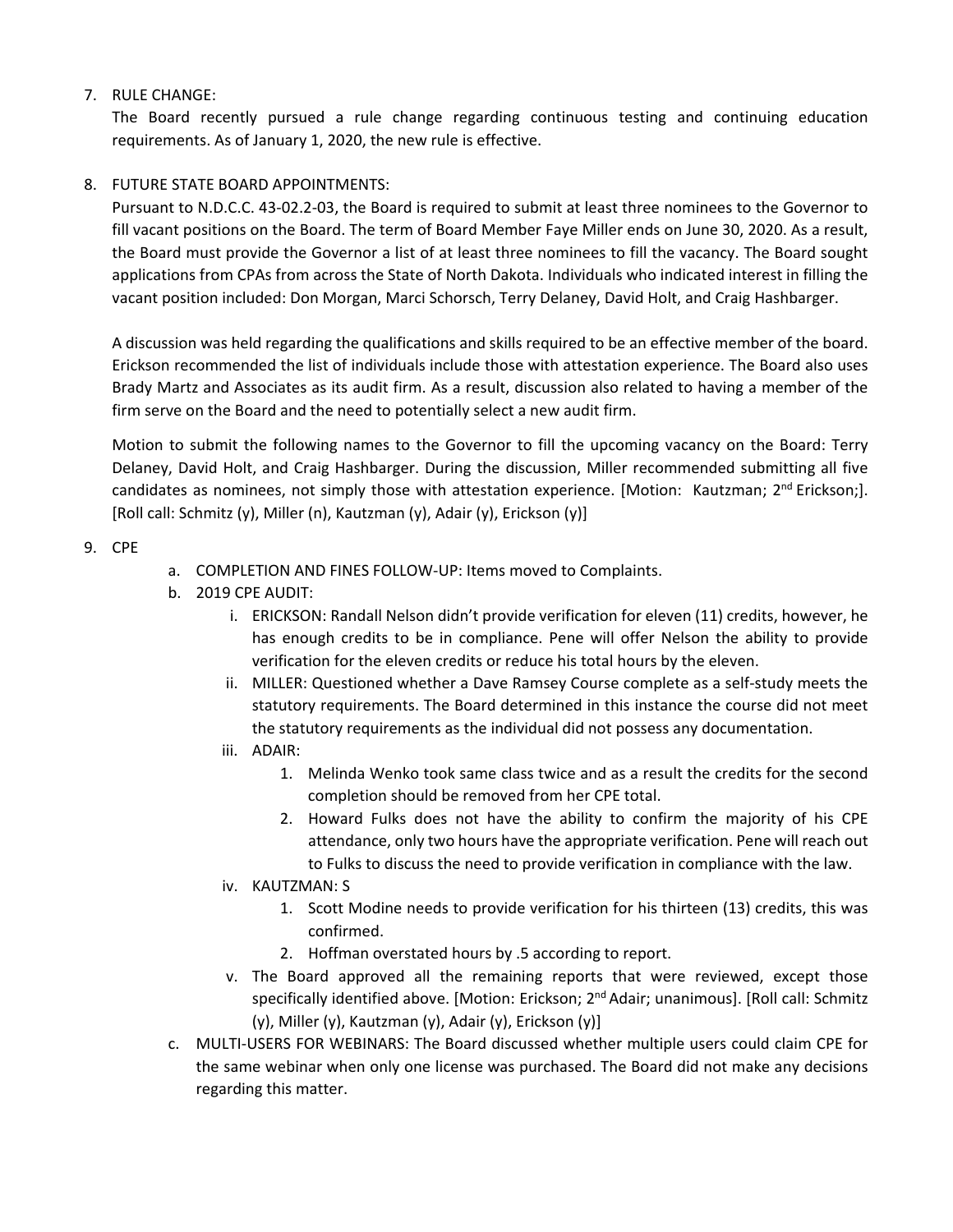7. RULE CHANGE:
   The Board recently pursued a rule change regarding continuous testing and continuing education requirements. As of January 1, 2020, the new rule is effective.

8. FUTURE STATE BOARD APPOINTMENTS:
   Pursuant to N.D.C.C. 43-02.2-03, the Board is required to submit at least three nominees to the Governor to fill vacant positions on the Board. The term of Board Member Faye Miller ends on June 30, 2020. As a result, the Board must provide the Governor a list of at least three nominees to fill the vacancy. The Board sought applications from CPAs from across the State of North Dakota. Individuals who indicated interest in filling the vacant position included: Don Morgan, Marci Schorsch, Terry Delaney, David Holt, and Craig Hashbarger.

   A discussion was held regarding the qualifications and skills required to be an effective member of the board. Erickson recommended the list of individuals include those with attestation experience. The Board also uses Brady Martz and Associates as its audit firm. As a result, discussion also related to having a member of the firm serve on the Board and the need to potentially select a new audit firm.

   Motion to submit the following names to the Governor to fill the upcoming vacancy on the Board: Terry Delaney, David Holt, and Craig Hashbarger. During the discussion, Miller recommended submitting all five candidates as nominees, not simply those with attestation experience. [Motion: Kautzman; 2nd Erickson;]. [Roll call: Schmitz (y), Miller (n), Kautzman (y), Adair (y), Erickson (y)]

9. CPE
   a. COMPLETION AND FINES FOLLOW-UP: Items moved to Complaints.
   b. 2019 CPE AUDIT:
      i. ERICKSON: Randall Nelson didn't provide verification for eleven (11) credits, however, he has enough credits to be in compliance. Pene will offer Nelson the ability to provide verification for the eleven credits or reduce his total hours by the eleven.
      ii. MILLER: Questioned whether a Dave Ramsey Course complete as a self-study meets the statutory requirements. The Board determined in this instance the course did not meet the statutory requirements as the individual did not possess any documentation.
      iii. ADAIR:
         1. Melinda Wenko took same class twice and as a result the credits for the second completion should be removed from her CPE total.
         2. Howard Fulks does not have the ability to confirm the majority of his CPE attendance, only two hours have the appropriate verification. Pene will reach out to Fulks to discuss the need to provide verification in compliance with the law.
      iv. KAUTZMAN: S
         1. Scott Modine needs to provide verification for his thirteen (13) credits, this was confirmed.
         2. Hoffman overstated hours by .5 according to report.
      v. The Board approved all the remaining reports that were reviewed, except those specifically identified above. [Motion: Erickson; 2nd Adair; unanimous]. [Roll call: Schmitz (y), Miller (y), Kautzman (y), Adair (y), Erickson (y)]
   c. MULTI-USERS FOR WEBINARS: The Board discussed whether multiple users could claim CPE for the same webinar when only one license was purchased. The Board did not make any decisions regarding this matter.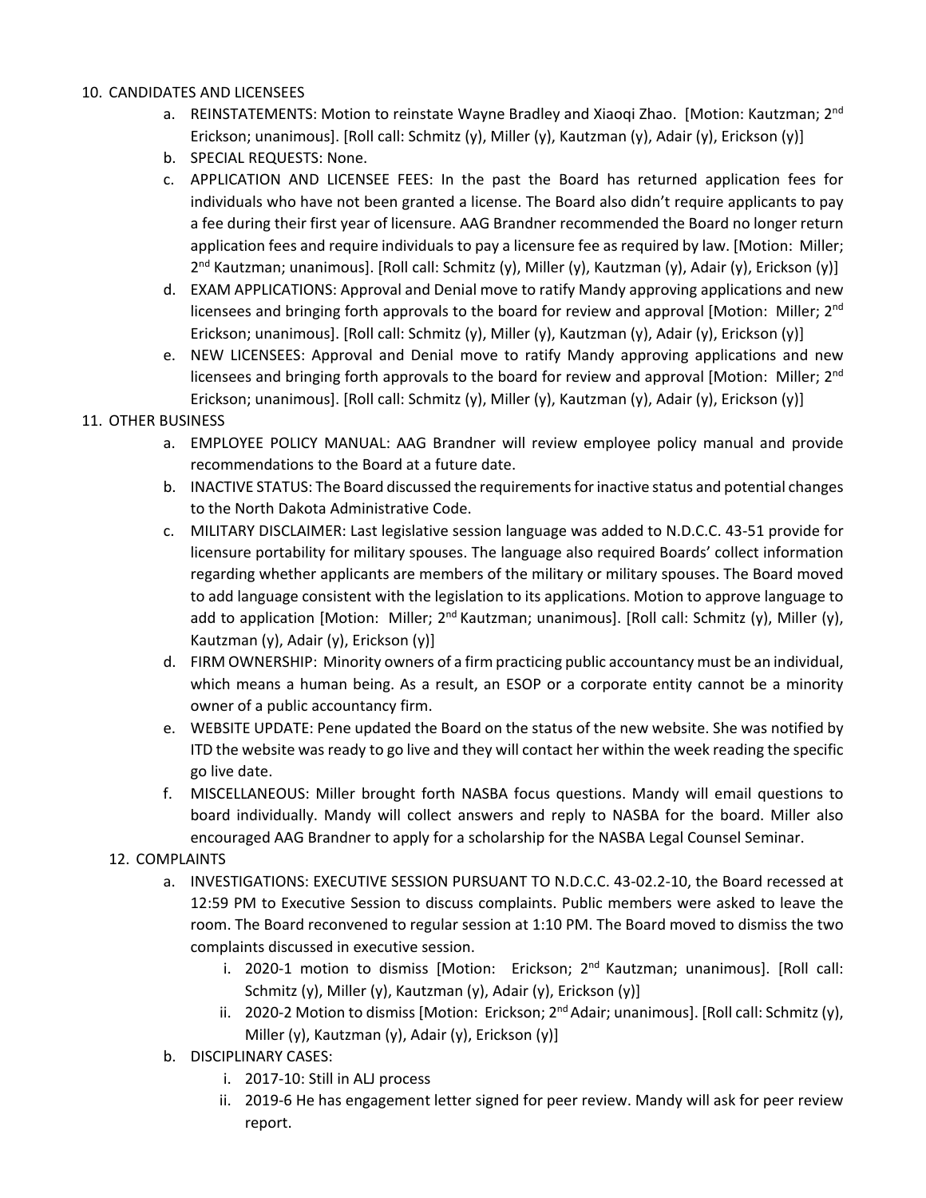10. CANDIDATES AND LICENSEES
    a. REINSTATEMENTS: Motion to reinstate Wayne Bradley and Xiaoqi Zhao. [Motion: Kautzman; 2nd Erickson; unanimous]. [Roll call: Schmitz (y), Miller (y), Kautzman (y), Adair (y), Erickson (y)]
    b. SPECIAL REQUESTS: None.
    c. APPLICATION AND LICENSEE FEES: In the past the Board has returned application fees for individuals who have not been granted a license. The Board also didn't require applicants to pay a fee during their first year of licensure. AAG Brandner recommended the Board no longer return application fees and require individuals to pay a licensure fee as required by law. [Motion: Miller; 2nd Kautzman; unanimous]. [Roll call: Schmitz (y), Miller (y), Kautzman (y), Adair (y), Erickson (y)]
    d. EXAM APPLICATIONS: Approval and Denial move to ratify Mandy approving applications and new licensees and bringing forth approvals to the board for review and approval [Motion: Miller; 2nd Erickson; unanimous]. [Roll call: Schmitz (y), Miller (y), Kautzman (y), Adair (y), Erickson (y)]
    e. NEW LICENSEES: Approval and Denial move to ratify Mandy approving applications and new licensees and bringing forth approvals to the board for review and approval [Motion: Miller; 2nd Erickson; unanimous]. [Roll call: Schmitz (y), Miller (y), Kautzman (y), Adair (y), Erickson (y)]
11. OTHER BUSINESS
    a. EMPLOYEE POLICY MANUAL: AAG Brandner will review employee policy manual and provide recommendations to the Board at a future date.
    b. INACTIVE STATUS: The Board discussed the requirements for inactive status and potential changes to the North Dakota Administrative Code.
    c. MILITARY DISCLAIMER: Last legislative session language was added to N.D.C.C. 43-51 provide for licensure portability for military spouses. The language also required Boards' collect information regarding whether applicants are members of the military or military spouses. The Board moved to add language consistent with the legislation to its applications. Motion to approve language to add to application [Motion: Miller; 2nd Kautzman; unanimous]. [Roll call: Schmitz (y), Miller (y), Kautzman (y), Adair (y), Erickson (y)]
    d. FIRM OWNERSHIP: Minority owners of a firm practicing public accountancy must be an individual, which means a human being. As a result, an ESOP or a corporate entity cannot be a minority owner of a public accountancy firm.
    e. WEBSITE UPDATE: Pene updated the Board on the status of the new website. She was notified by ITD the website was ready to go live and they will contact her within the week reading the specific go live date.
    f. MISCELLANEOUS: Miller brought forth NASBA focus questions. Mandy will email questions to board individually. Mandy will collect answers and reply to NASBA for the board. Miller also encouraged AAG Brandner to apply for a scholarship for the NASBA Legal Counsel Seminar.
12. COMPLAINTS
    a. INVESTIGATIONS: EXECUTIVE SESSION PURSUANT TO N.D.C.C. 43-02.2-10, the Board recessed at 12:59 PM to Executive Session to discuss complaints. Public members were asked to leave the room. The Board reconvened to regular session at 1:10 PM. The Board moved to dismiss the two complaints discussed in executive session.
        i. 2020-1 motion to dismiss [Motion: Erickson; 2nd Kautzman; unanimous]. [Roll call: Schmitz (y), Miller (y), Kautzman (y), Adair (y), Erickson (y)]
        ii. 2020-2 Motion to dismiss [Motion: Erickson; 2nd Adair; unanimous]. [Roll call: Schmitz (y), Miller (y), Kautzman (y), Adair (y), Erickson (y)]
    b. DISCIPLINARY CASES:
        i. 2017-10: Still in ALJ process
        ii. 2019-6 He has engagement letter signed for peer review. Mandy will ask for peer review report.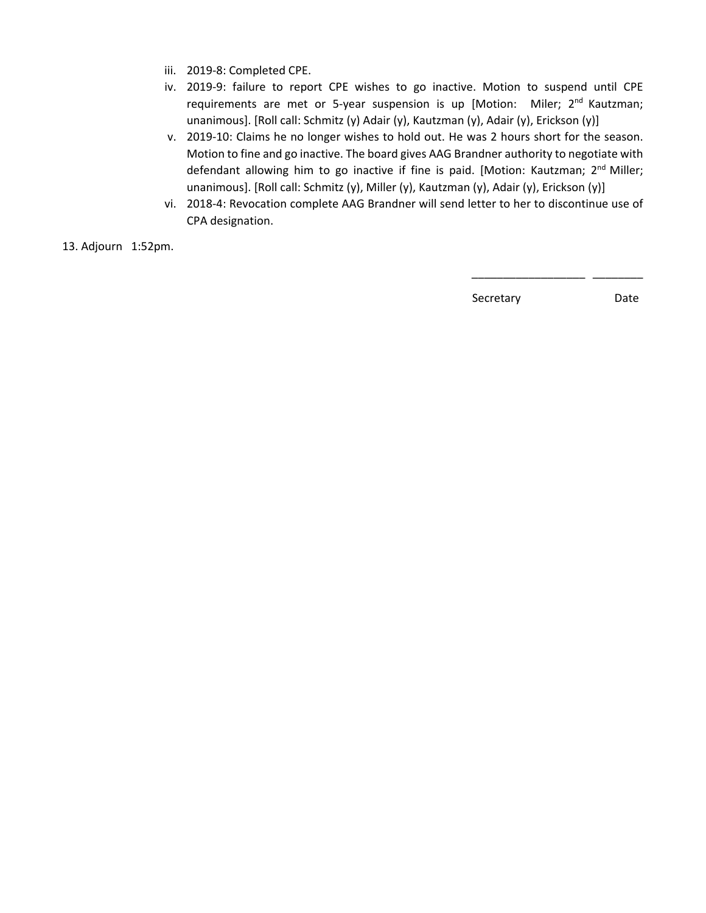iii. 2019-8: Completed CPE.

iv. 2019-9: failure to report CPE wishes to go inactive. Motion to suspend until CPE requirements are met or 5-year suspension is up [Motion: Miler; 2nd Kautzman; unanimous]. [Roll call: Schmitz (y) Adair (y), Kautzman (y), Adair (y), Erickson (y)]

v. 2019-10: Claims he no longer wishes to hold out. He was 2 hours short for the season. Motion to fine and go inactive. The board gives AAG Brandner authority to negotiate with defendant allowing him to go inactive if fine is paid. [Motion: Kautzman; 2nd Miller; unanimous]. [Roll call: Schmitz (y), Miller (y), Kautzman (y), Adair (y), Erickson (y)]

vi. 2018-4: Revocation complete AAG Brandner will send letter to her to discontinue use of CPA designation.

13. Adjourn 1:52pm.

\_\_\_\_\_\_\_\_\_\_\_\_\_\_\_\_\_\_ \_\_\_\_\_\_\_\_

Secretary Date